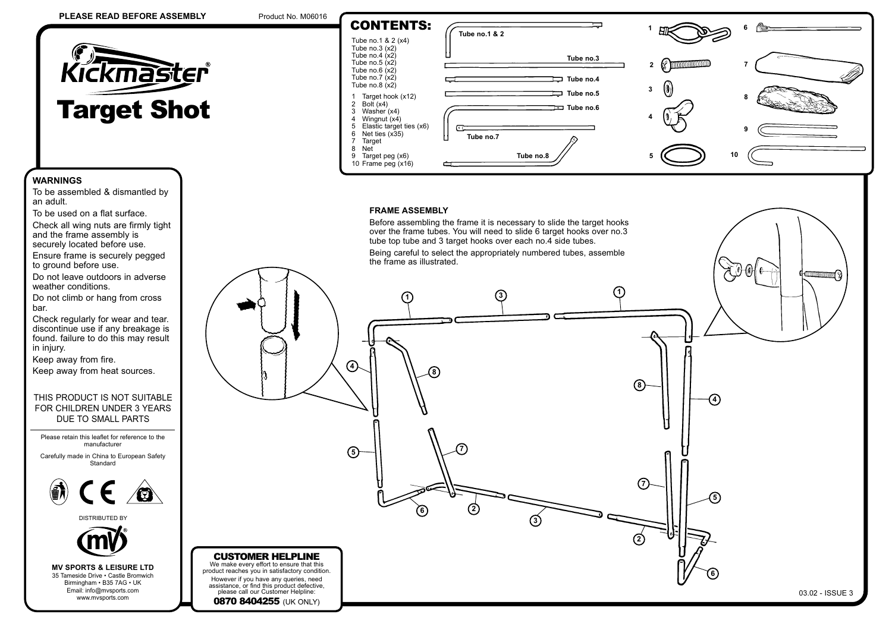PLEASE READ BEFORE ASSEMBLY

Product No. M06016

# Kickmaster®

# Target Shot

## CONTENTS:

Tube no.1 & 2 (x4)
Tube no.3 (x2)
Tube no.4 (x2)
Tube no.5 (x2)
Tube no.6 (x2)
Tube no.7 (x2)
Tube no.8 (x2)

1. Target hook (x12)
2. Bolt (x4)
3. Washer (x4)
4. Wingnut (x4)
5. Elastic target ties (x6)
6. Net ties (x35)
7. Target
8. Net
9. Target peg (x6)
10. Frame peg (x16)

Tube no.1 & 2
Tube no.3
Tube no.4
Tube no.5
Tube no.6
Tube no.7
Tube no.8

## WARNINGS

To be assembled & dismantled by an adult.

To be used on a flat surface.

Check all wing nuts are firmly tight and the frame assembly is securely located before use.

Ensure frame is securely pegged to ground before use.

Do not leave outdoors in adverse weather conditions.

Do not climb or hang from cross bar.

Check regularly for wear and tear. discontinue use if any breakage is found. failure to do this may result in injury.

Keep away from fire.

Keep away from heat sources.

THIS PRODUCT IS NOT SUITABLE FOR CHILDREN UNDER 3 YEARS DUE TO SMALL PARTS

Please retain this leaflet for reference to the manufacturer

Carefully made in China to European Safety Standard

DISTRIBUTED BY

**MV SPORTS & LEISURE LTD**
35 Tameside Drive • Castle Bromwich
Birmingham • B35 7AG • UK
Email: info@mvsports.com
www.mvsports.com

## FRAME ASSEMBLY

Before assembling the frame it is necessary to slide the target hooks over the frame tubes. You will need to slide 6 target hooks over no.3 tube top tube and 3 target hooks over each no.4 side tubes.

Being careful to select the appropriately numbered tubes, assemble the frame as illustrated.

## CUSTOMER HELPLINE

We make every effort to ensure that this product reaches you in satisfactory condition.

However if you have any queries, need assistance, or find this product defective, please call our Customer Helpline:

**0870 8404255** (UK ONLY)

03.02 - ISSUE 3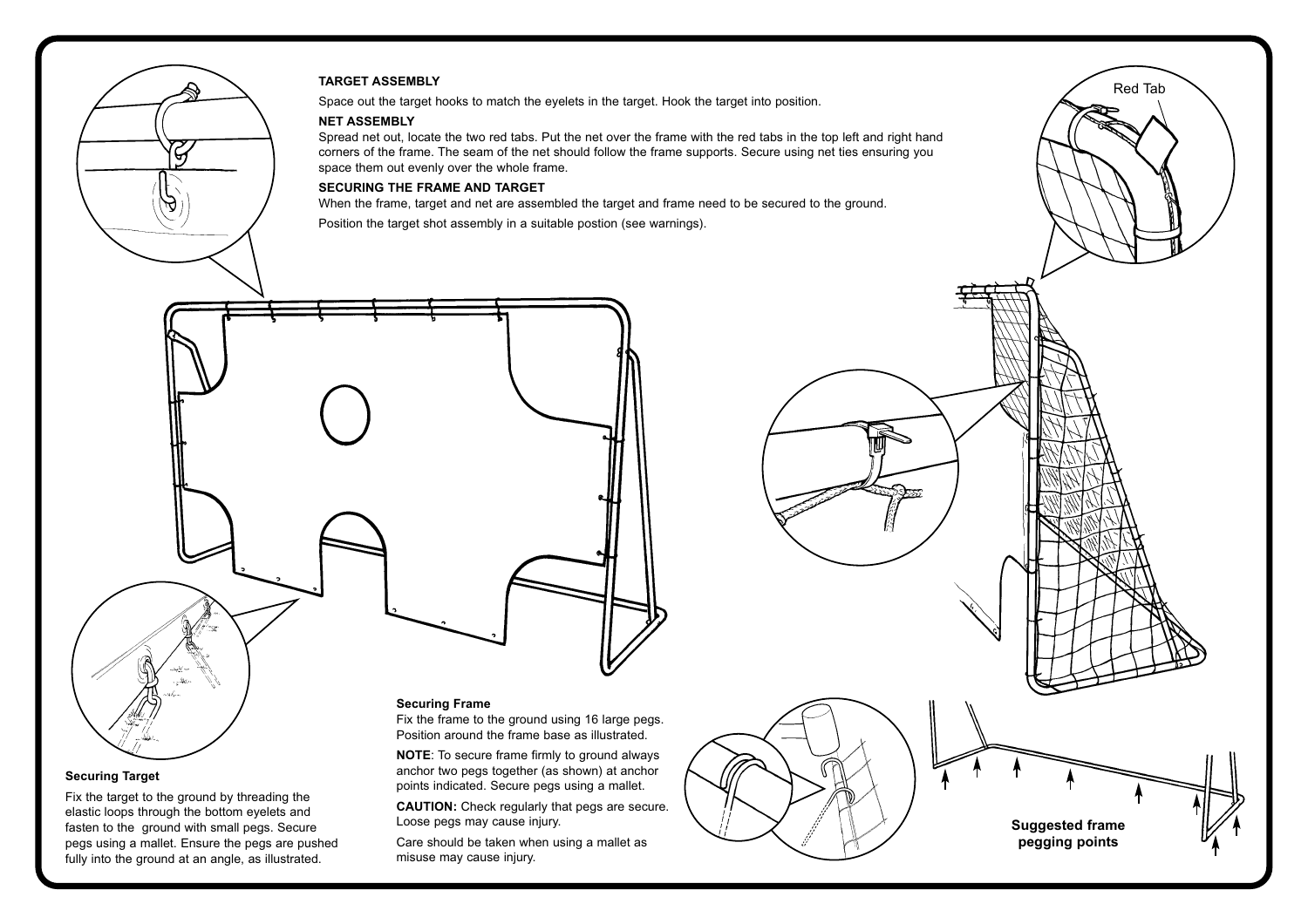**TARGET ASSEMBLY**

Space out the target hooks to match the eyelets in the target. Hook the target into position.

**NET ASSEMBLY**

Spread net out, locate the two red tabs. Put the net over the frame with the red tabs in the top left and right hand corners of the frame. The seam of the net should follow the frame supports. Secure using net ties ensuring you space them out evenly over the whole frame.

**SECURING THE FRAME AND TARGET**

When the frame, target and net are assembled the target and frame need to be secured to the ground.

Position the target shot assembly in a suitable postion (see warnings).

Red Tab

**Securing Target**

Fix the target to the ground by threading the elastic loops through the bottom eyelets and fasten to the ground with small pegs. Secure pegs using a mallet. Ensure the pegs are pushed fully into the ground at an angle, as illustrated.

**Securing Frame**

Fix the frame to the ground using 16 large pegs. Position around the frame base as illustrated.

**NOTE**: To secure frame firmly to ground always anchor two pegs together (as shown) at anchor points indicated. Secure pegs using a mallet.

**CAUTION:** Check regularly that pegs are secure. Loose pegs may cause injury.

Care should be taken when using a mallet as misuse may cause injury.

**Suggested frame pegging points**